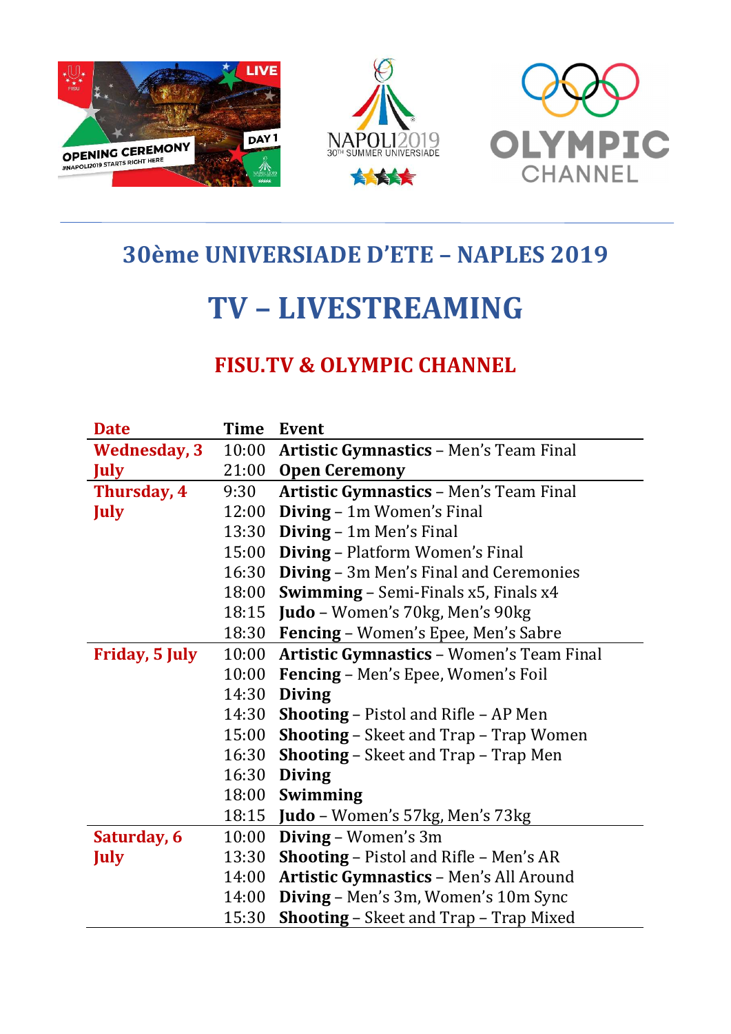# 30ème UNIVERSIADE D'ETE – NAPLES 2019

# TV – LIVESTREAMING

## FISU.TV & OLYMPIC CHANNEL

| Date | Time | Event |
|---|---|---|
| Wednesday, 3 July | 10:00 | **Artistic Gymnastics** – Men's Team Final |
| | 21:00 | **Open Ceremony** |
| Thursday, 4 July | 9:30 | **Artistic Gymnastics** – Men's Team Final |
| | 12:00 | **Diving** – 1m Women's Final |
| | 13:30 | **Diving** – 1m Men's Final |
| | 15:00 | **Diving** – Platform Women's Final |
| | 16:30 | **Diving** – 3m Men's Final and Ceremonies |
| | 18:00 | **Swimming** – Semi-Finals x5, Finals x4 |
| | 18:15 | **Judo** – Women's 70kg, Men's 90kg |
| | 18:30 | **Fencing** – Women's Epee, Men's Sabre |
| Friday, 5 July | 10:00 | **Artistic Gymnastics** – Women's Team Final |
| | 10:00 | **Fencing** – Men's Epee, Women's Foil |
| | 14:30 | **Diving** |
| | 14:30 | **Shooting** – Pistol and Rifle – AP Men |
| | 15:00 | **Shooting** – Skeet and Trap – Trap Women |
| | 16:30 | **Shooting** – Skeet and Trap – Trap Men |
| | 16:30 | **Diving** |
| | 18:00 | **Swimming** |
| | 18:15 | **Judo** – Women's 57kg, Men's 73kg |
| Saturday, 6 July | 10:00 | **Diving** – Women's 3m |
| | 13:30 | **Shooting** – Pistol and Rifle – Men's AR |
| | 14:00 | **Artistic Gymnastics** – Men's All Around |
| | 14:00 | **Diving** – Men's 3m, Women's 10m Sync |
| | 15:30 | **Shooting** – Skeet and Trap – Trap Mixed |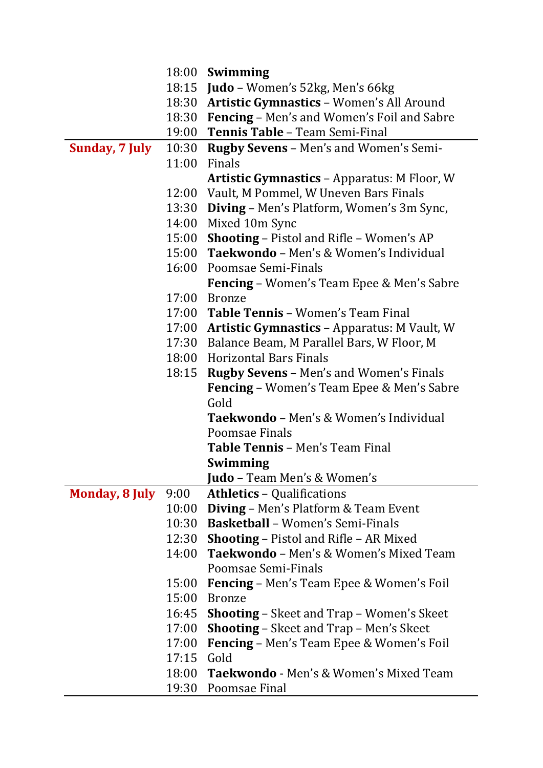| | | |
|---|---|---|
| | 18:00 | **Swimming** |
| | 18:15 | **Judo** – Women's 52kg, Men's 66kg |
| | 18:30 | **Artistic Gymnastics** – Women's All Around |
| | 18:30 | **Fencing** – Men's and Women's Foil and Sabre |
| | 19:00 | **Tennis Table** – Team Semi-Final |
| **Sunday, 7 July** | 10:30 | **Rugby Sevens** – Men's and Women's Semi- |
| | 11:00 | Finals |
| | | **Artistic Gymnastics** – Apparatus: M Floor, W |
| | 12:00 | Vault, M Pommel, W Uneven Bars Finals |
| | 13:30 | **Diving** – Men's Platform, Women's 3m Sync, |
| | 14:00 | Mixed 10m Sync |
| | 15:00 | **Shooting** – Pistol and Rifle – Women's AP |
| | 15:00 | **Taekwondo** – Men's & Women's Individual |
| | 16:00 | Poomsae Semi-Finals |
| | | **Fencing** – Women's Team Epee & Men's Sabre |
| | 17:00 | Bronze |
| | 17:00 | **Table Tennis** – Women's Team Final |
| | 17:00 | **Artistic Gymnastics** – Apparatus: M Vault, W |
| | 17:30 | Balance Beam, M Parallel Bars, W Floor, M |
| | 18:00 | Horizontal Bars Finals |
| | 18:15 | **Rugby Sevens** – Men's and Women's Finals |
| | | **Fencing** – Women's Team Epee & Men's Sabre |
| | | Gold |
| | | **Taekwondo** – Men's & Women's Individual |
| | | Poomsae Finals |
| | | **Table Tennis** – Men's Team Final |
| | | **Swimming** |
| | | **Judo** – Team Men's & Women's |
| **Monday, 8 July** | 9:00 | **Athletics** – Qualifications |
| | 10:00 | **Diving** – Men's Platform & Team Event |
| | 10:30 | **Basketball** – Women's Semi-Finals |
| | 12:30 | **Shooting** – Pistol and Rifle – AR Mixed |
| | 14:00 | **Taekwondo** – Men's & Women's Mixed Team |
| | | Poomsae Semi-Finals |
| | 15:00 | **Fencing** – Men's Team Epee & Women's Foil |
| | 15:00 | Bronze |
| | 16:45 | **Shooting** – Skeet and Trap – Women's Skeet |
| | 17:00 | **Shooting** – Skeet and Trap – Men's Skeet |
| | 17:00 | **Fencing** – Men's Team Epee & Women's Foil |
| | 17:15 | Gold |
| | 18:00 | **Taekwondo** - Men's & Women's Mixed Team |
| | 19:30 | Poomsae Final |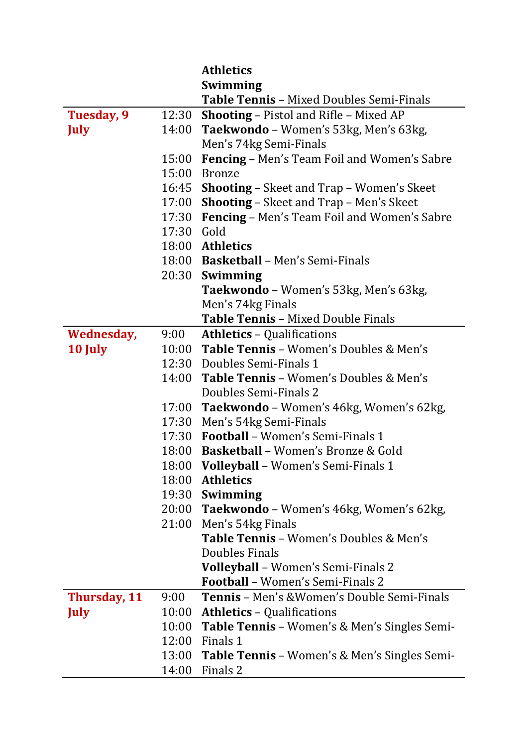| | | |
|---|---|---|
| | | **Athletics** |
| | | **Swimming** |
| | | **Table Tennis** – Mixed Doubles Semi-Finals |
| **Tuesday, 9 July** | 12:30 | **Shooting** – Pistol and Rifle – Mixed AP |
| | 14:00 | **Taekwondo** – Women's 53kg, Men's 63kg, Men's 74kg Semi-Finals |
| | 15:00 | **Fencing** – Men's Team Foil and Women's Sabre |
| | 15:00 | Bronze |
| | 16:45 | **Shooting** – Skeet and Trap – Women's Skeet |
| | 17:00 | **Shooting** – Skeet and Trap – Men's Skeet |
| | 17:30 | **Fencing** – Men's Team Foil and Women's Sabre |
| | 17:30 | Gold |
| | 18:00 | **Athletics** |
| | 18:00 | **Basketball** – Men's Semi-Finals |
| | 20:30 | **Swimming** |
| | | **Taekwondo** – Women's 53kg, Men's 63kg, Men's 74kg Finals |
| | | **Table Tennis** – Mixed Double Finals |
| **Wednesday, 10 July** | 9:00 | **Athletics** – Qualifications |
| | 10:00 | **Table Tennis** – Women's Doubles & Men's |
| | 12:30 | Doubles Semi-Finals 1 |
| | 14:00 | **Table Tennis** – Women's Doubles & Men's Doubles Semi-Finals 2 |
| | 17:00 | **Taekwondo** – Women's 46kg, Women's 62kg, |
| | 17:30 | Men's 54kg Semi-Finals |
| | 17:30 | **Football** – Women's Semi-Finals 1 |
| | 18:00 | **Basketball** – Women's Bronze & Gold |
| | 18:00 | **Volleyball** – Women's Semi-Finals 1 |
| | 18:00 | **Athletics** |
| | 19:30 | **Swimming** |
| | 20:00 | **Taekwondo** – Women's 46kg, Women's 62kg, |
| | 21:00 | Men's 54kg Finals |
| | | **Table Tennis** – Women's Doubles & Men's Doubles Finals |
| | | **Volleyball** – Women's Semi-Finals 2 |
| | | **Football** – Women's Semi-Finals 2 |
| **Thursday, 11 July** | 9:00 | **Tennis** – Men's &Women's Double Semi-Finals |
| | 10:00 | **Athletics** – Qualifications |
| | 10:00 | **Table Tennis** – Women's & Men's Singles Semi- |
| | 12:00 | Finals 1 |
| | 13:00 | **Table Tennis** – Women's & Men's Singles Semi- |
| | 14:00 | Finals 2 |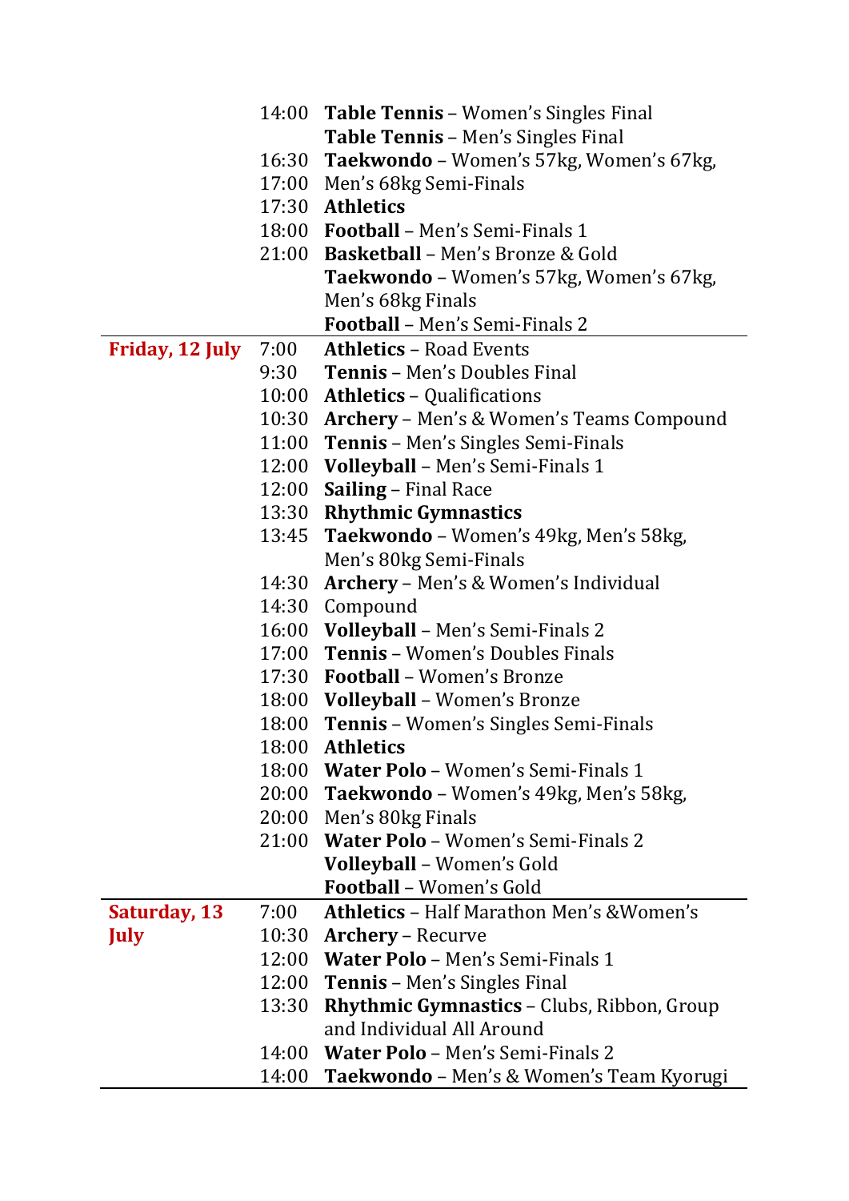| | | |
|---|---|---|
| | 14:00 | **Table Tennis** – Women's Singles Final |
| | | **Table Tennis** – Men's Singles Final |
| | 16:30 | **Taekwondo** – Women's 57kg, Women's 67kg, |
| | 17:00 | Men's 68kg Semi-Finals |
| | 17:30 | **Athletics** |
| | 18:00 | **Football** – Men's Semi-Finals 1 |
| | 21:00 | **Basketball** – Men's Bronze & Gold |
| | | **Taekwondo** – Women's 57kg, Women's 67kg, Men's 68kg Finals |
| | | **Football** – Men's Semi-Finals 2 |
| **Friday, 12 July** | 7:00 | **Athletics** – Road Events |
| | 9:30 | **Tennis** – Men's Doubles Final |
| | 10:00 | **Athletics** – Qualifications |
| | 10:30 | **Archery** – Men's & Women's Teams Compound |
| | 11:00 | **Tennis** – Men's Singles Semi-Finals |
| | 12:00 | **Volleyball** – Men's Semi-Finals 1 |
| | 12:00 | **Sailing** – Final Race |
| | 13:30 | **Rhythmic Gymnastics** |
| | 13:45 | **Taekwondo** – Women's 49kg, Men's 58kg, Men's 80kg Semi-Finals |
| | 14:30 | **Archery** – Men's & Women's Individual |
| | 14:30 | Compound |
| | 16:00 | **Volleyball** – Men's Semi-Finals 2 |
| | 17:00 | **Tennis** – Women's Doubles Finals |
| | 17:30 | **Football** – Women's Bronze |
| | 18:00 | **Volleyball** – Women's Bronze |
| | 18:00 | **Tennis** – Women's Singles Semi-Finals |
| | 18:00 | **Athletics** |
| | 18:00 | **Water Polo** – Women's Semi-Finals 1 |
| | 20:00 | **Taekwondo** – Women's 49kg, Men's 58kg, |
| | 20:00 | Men's 80kg Finals |
| | 21:00 | **Water Polo** – Women's Semi-Finals 2 |
| | | **Volleyball** – Women's Gold |
| | | **Football** – Women's Gold |
| **Saturday, 13 July** | 7:00 | **Athletics** – Half Marathon Men's &Women's |
| | 10:30 | **Archery** – Recurve |
| | 12:00 | **Water Polo** – Men's Semi-Finals 1 |
| | 12:00 | **Tennis** – Men's Singles Final |
| | 13:30 | **Rhythmic Gymnastics** – Clubs, Ribbon, Group and Individual All Around |
| | 14:00 | **Water Polo** – Men's Semi-Finals 2 |
| | 14:00 | **Taekwondo** – Men's & Women's Team Kyorugi |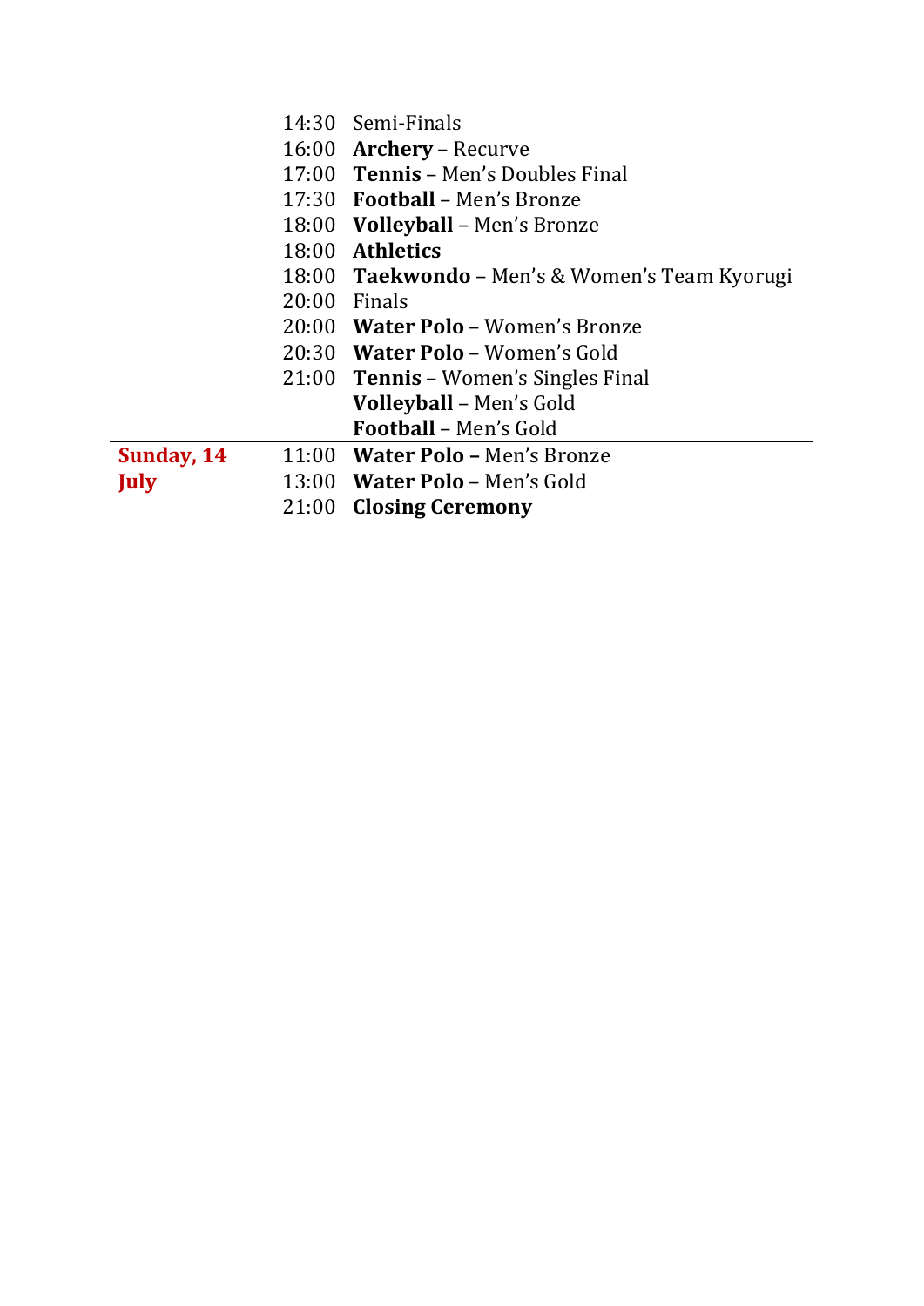| | | |
|---|---|---|
| | 14:30 | Semi-Finals |
| | 16:00 | **Archery** – Recurve |
| | 17:00 | **Tennis** – Men's Doubles Final |
| | 17:30 | **Football** – Men's Bronze |
| | 18:00 | **Volleyball** – Men's Bronze |
| | 18:00 | **Athletics** |
| | 18:00 | **Taekwondo** – Men's & Women's Team Kyorugi |
| | 20:00 | Finals |
| | 20:00 | **Water Polo** – Women's Bronze |
| | 20:30 | **Water Polo** – Women's Gold |
| | 21:00 | **Tennis** – Women's Singles Final |
| | | **Volleyball** – Men's Gold |
| | | **Football** – Men's Gold |
| **Sunday, 14 July** | 11:00 | **Water Polo –** Men's Bronze |
| | 13:00 | **Water Polo** – Men's Gold |
| | 21:00 | **Closing Ceremony** |